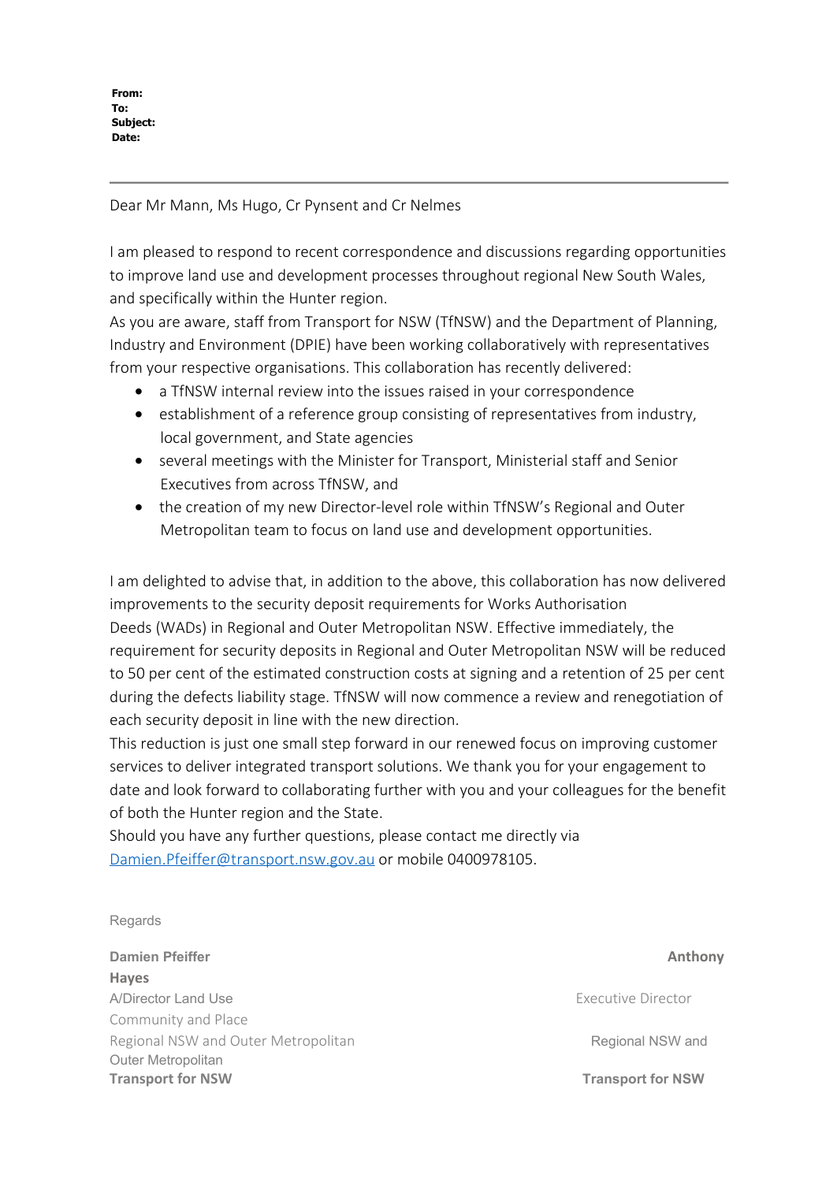**From:**
**To:**
**Subject:**
**Date:**

---

Dear Mr Mann, Ms Hugo, Cr Pynsent and Cr Nelmes

I am pleased to respond to recent correspondence and discussions regarding opportunities to improve land use and development processes throughout regional New South Wales, and specifically within the Hunter region.

As you are aware, staff from Transport for NSW (TfNSW) and the Department of Planning, Industry and Environment (DPIE) have been working collaboratively with representatives from your respective organisations. This collaboration has recently delivered:

- a TfNSW internal review into the issues raised in your correspondence
- establishment of a reference group consisting of representatives from industry, local government, and State agencies
- several meetings with the Minister for Transport, Ministerial staff and Senior Executives from across TfNSW, and
- the creation of my new Director-level role within TfNSW's Regional and Outer Metropolitan team to focus on land use and development opportunities.

I am delighted to advise that, in addition to the above, this collaboration has now delivered improvements to the security deposit requirements for Works Authorisation Deeds (WADs) in Regional and Outer Metropolitan NSW. Effective immediately, the requirement for security deposits in Regional and Outer Metropolitan NSW will be reduced to 50 per cent of the estimated construction costs at signing and a retention of 25 per cent during the defects liability stage. TfNSW will now commence a review and renegotiation of each security deposit in line with the new direction.

This reduction is just one small step forward in our renewed focus on improving customer services to deliver integrated transport solutions. We thank you for your engagement to date and look forward to collaborating further with you and your colleagues for the benefit of both the Hunter region and the State.

Should you have any further questions, please contact me directly via Damien.Pfeiffer@transport.nsw.gov.au or mobile 0400978105.

Regards

**Damien Pfeiffer**
A/Director Land Use
Community and Place
Regional NSW and Outer Metropolitan
**Transport for NSW**

**Anthony Hayes**
Executive Director
Regional NSW and Outer Metropolitan
**Transport for NSW**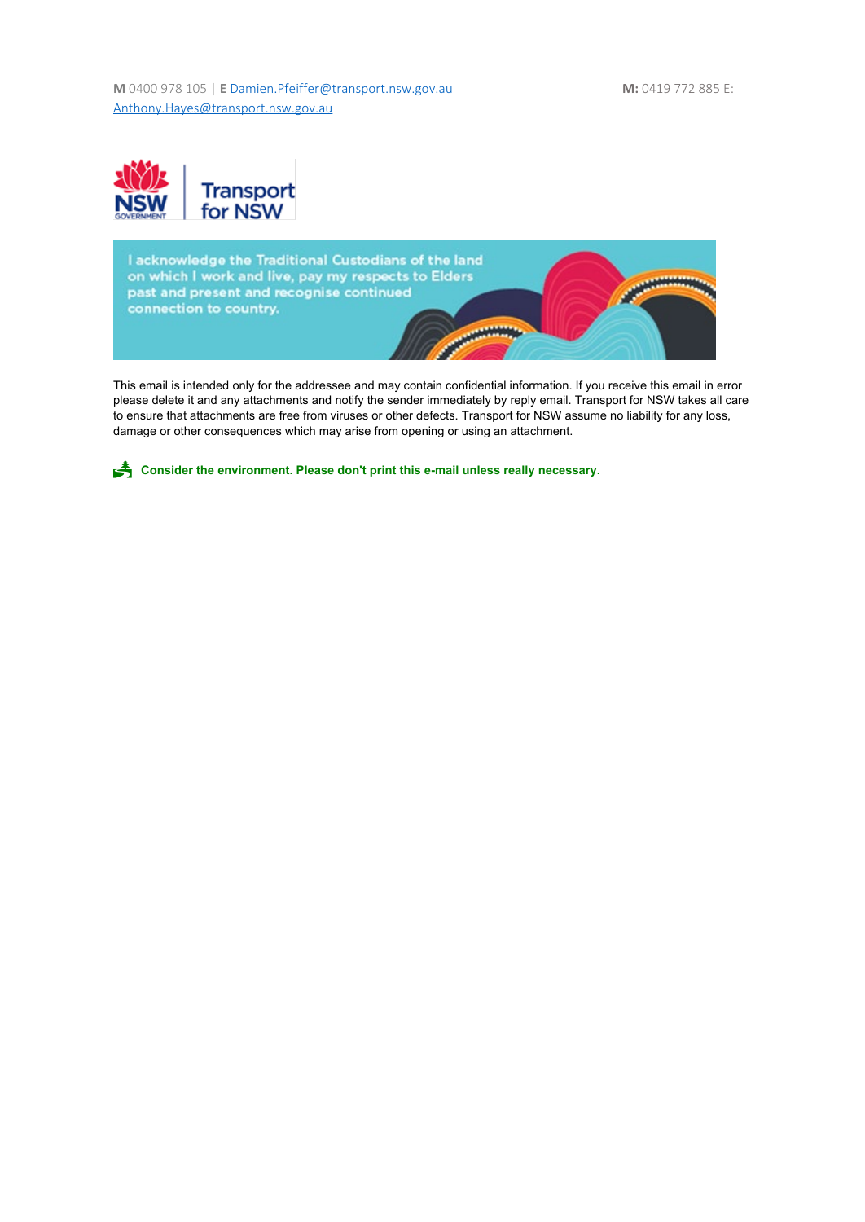**M** 0400 978 105 | **E** Damien.Pfeiffer@transport.nsw.gov.au **M:** 0419 772 885 E: Anthony.Hayes@transport.nsw.gov.au

I acknowledge the Traditional Custodians of the land on which I work and live, pay my respects to Elders past and present and recognise continued connection to country.

This email is intended only for the addressee and may contain confidential information. If you receive this email in error please delete it and any attachments and notify the sender immediately by reply email. Transport for NSW takes all care to ensure that attachments are free from viruses or other defects. Transport for NSW assume no liability for any loss, damage or other consequences which may arise from opening or using an attachment.

**Consider the environment. Please don't print this e-mail unless really necessary.**